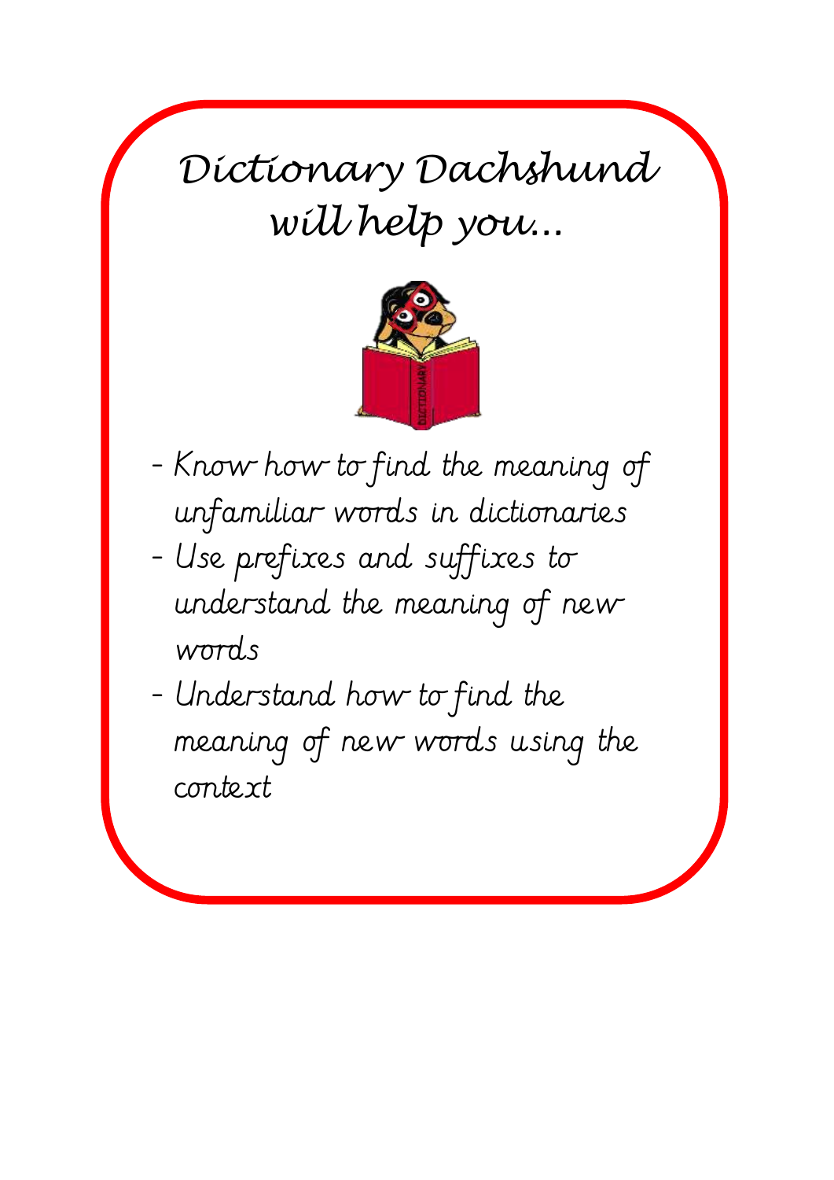# Dictionary Dachshund will help you…

- Know how to find the meaning of unfamiliar words in dictionaries
- Use prefixes and suffixes to understand the meaning of new words
- Understand how to find the meaning of new words using the context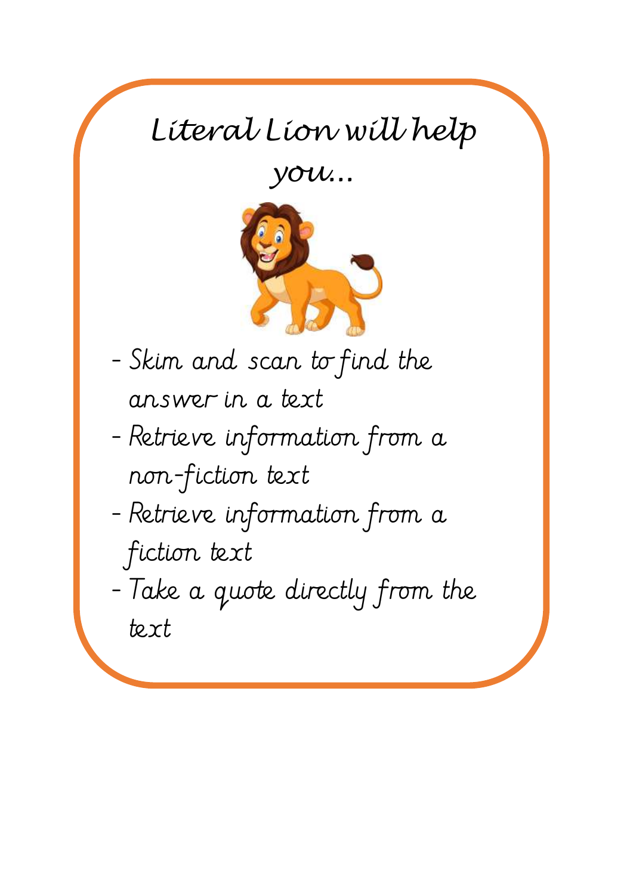# Literal Lion will help you...

- Skim and scan to find the answer in a text
- Retrieve information from a non-fiction text
- Retrieve information from a fiction text
- Take a quote directly from the text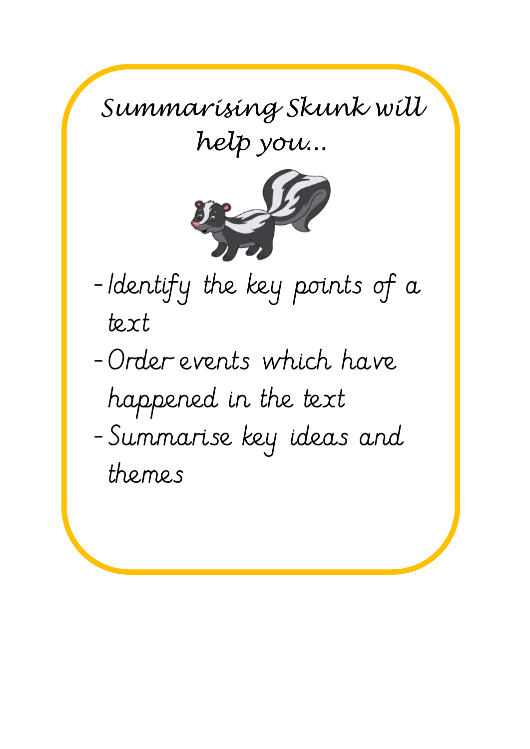# *Summarising Skunk will help you...*

- Identify the key points of a text
- Order events which have happened in the text
- Summarise key ideas and themes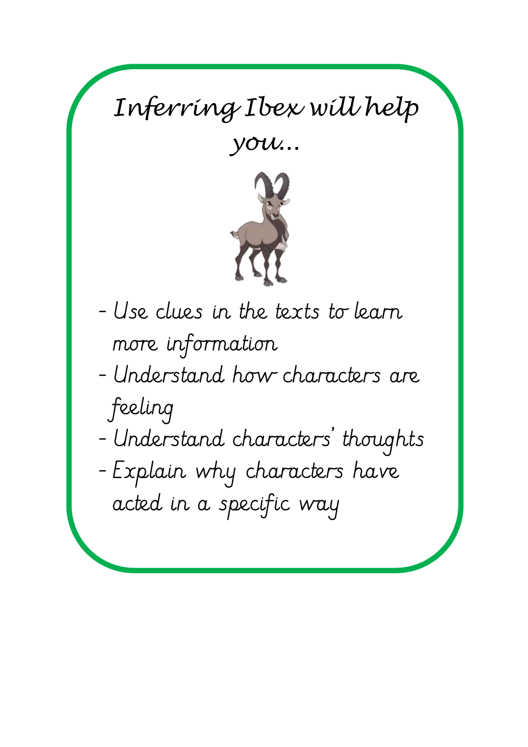# *Inferring Ibex will help you...*

- Use clues in the texts to learn more information
- Understand how characters are feeling
- Understand characters' thoughts
- Explain why characters have acted in a specific way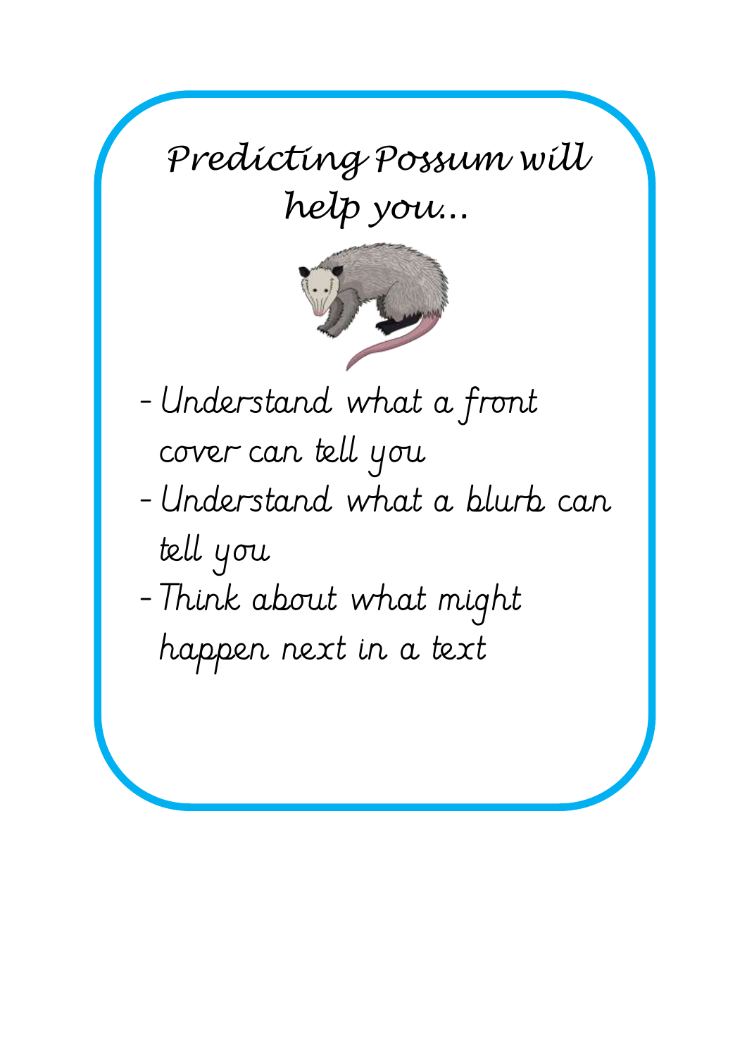# Predicting Possum will help you...

- Understand what a front cover can tell you
- Understand what a blurb can tell you
- Think about what might happen next in a text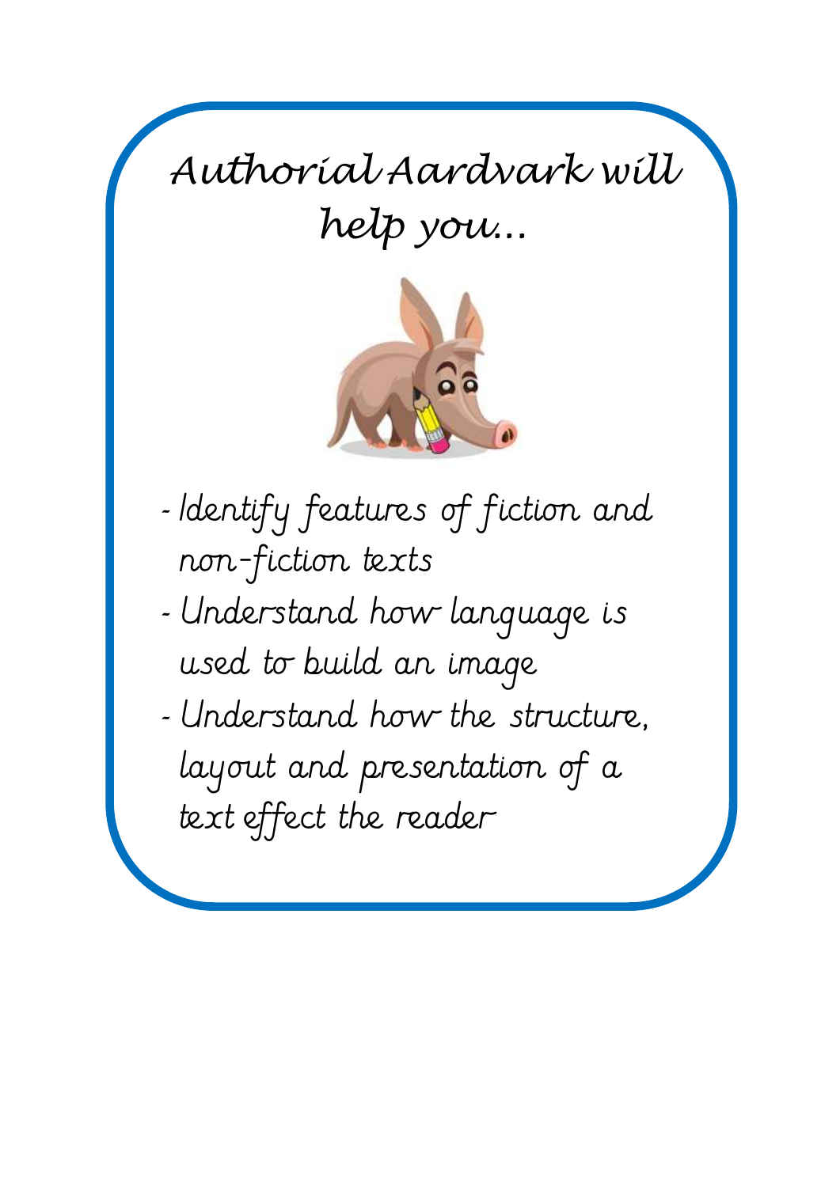# *Authorial Aardvark will help you…*

- Identify features of fiction and non-fiction texts
- Understand how language is used to build an image
- Understand how the structure, layout and presentation of a text effect the reader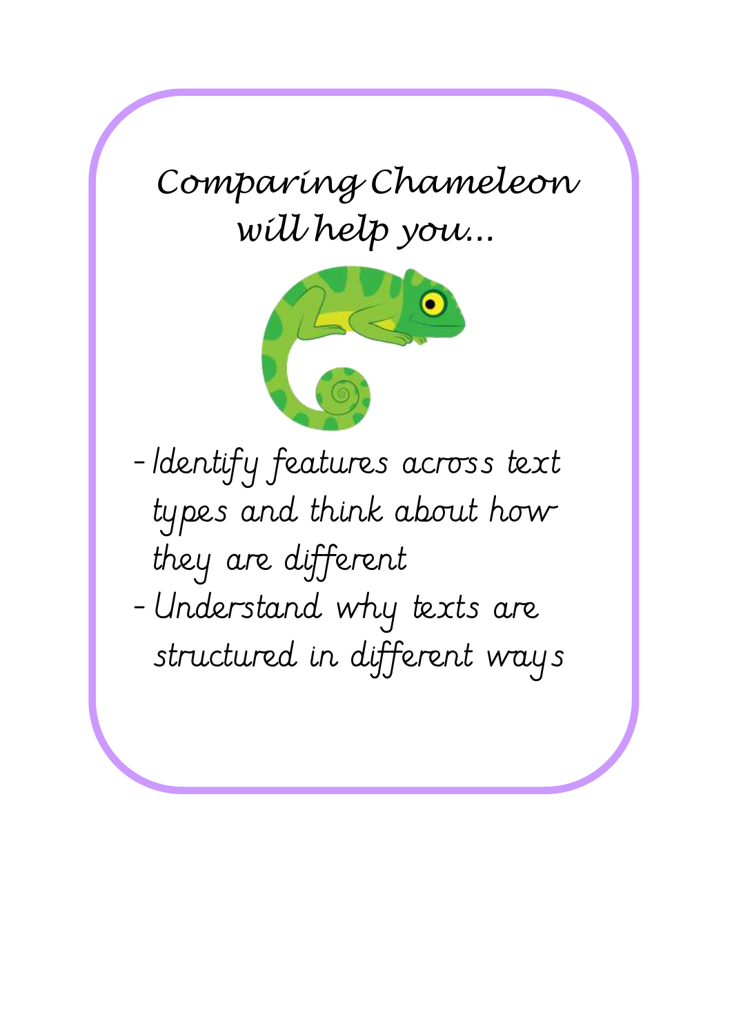# Comparing Chameleon will help you...

- Identify features across text types and think about how they are different
- Understand why texts are structured in different ways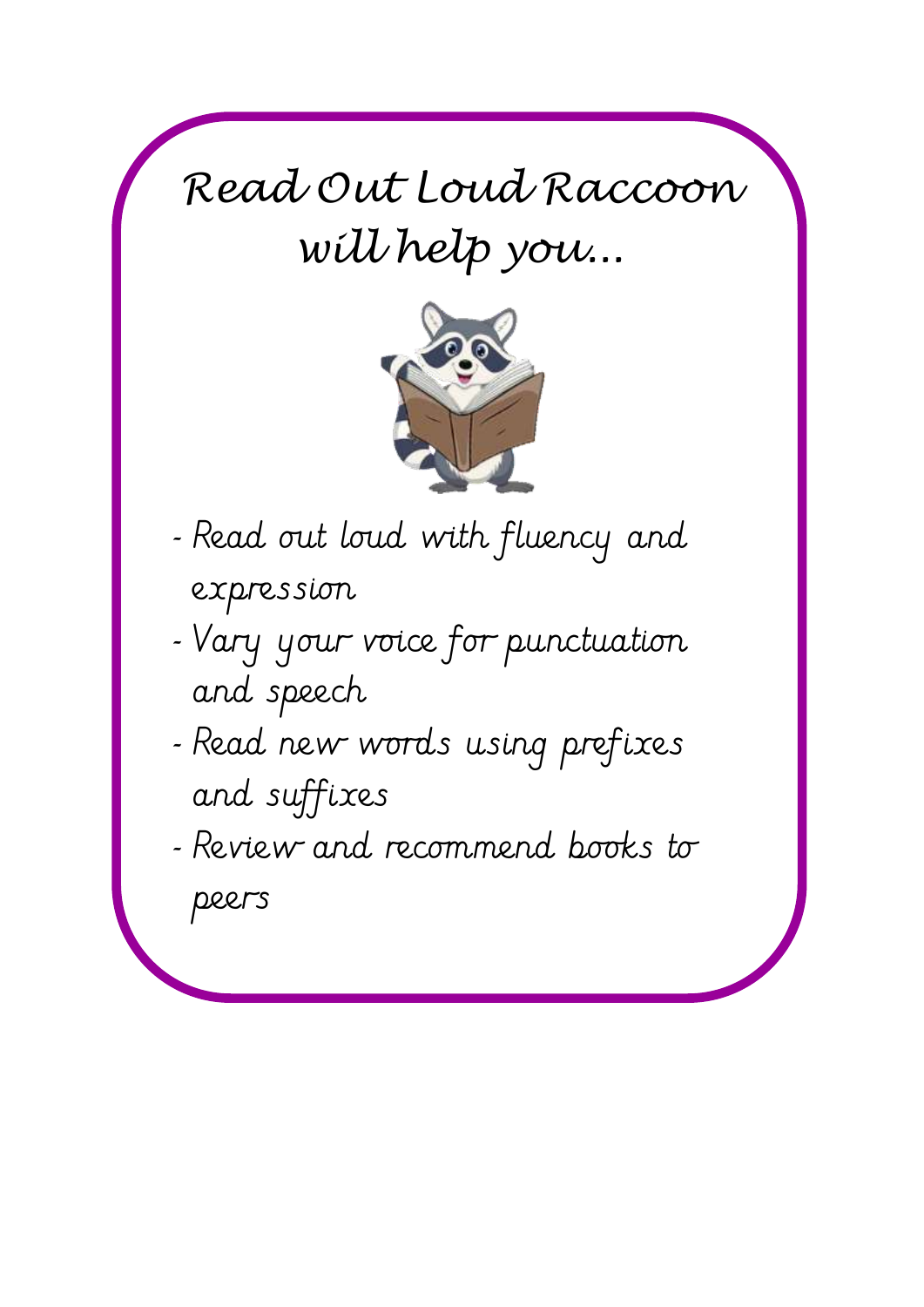# Read Out Loud Raccoon will help you…

- Read out loud with fluency and expression
- Vary your voice for punctuation and speech
- Read new words using prefixes and suffixes
- Review and recommend books to peers